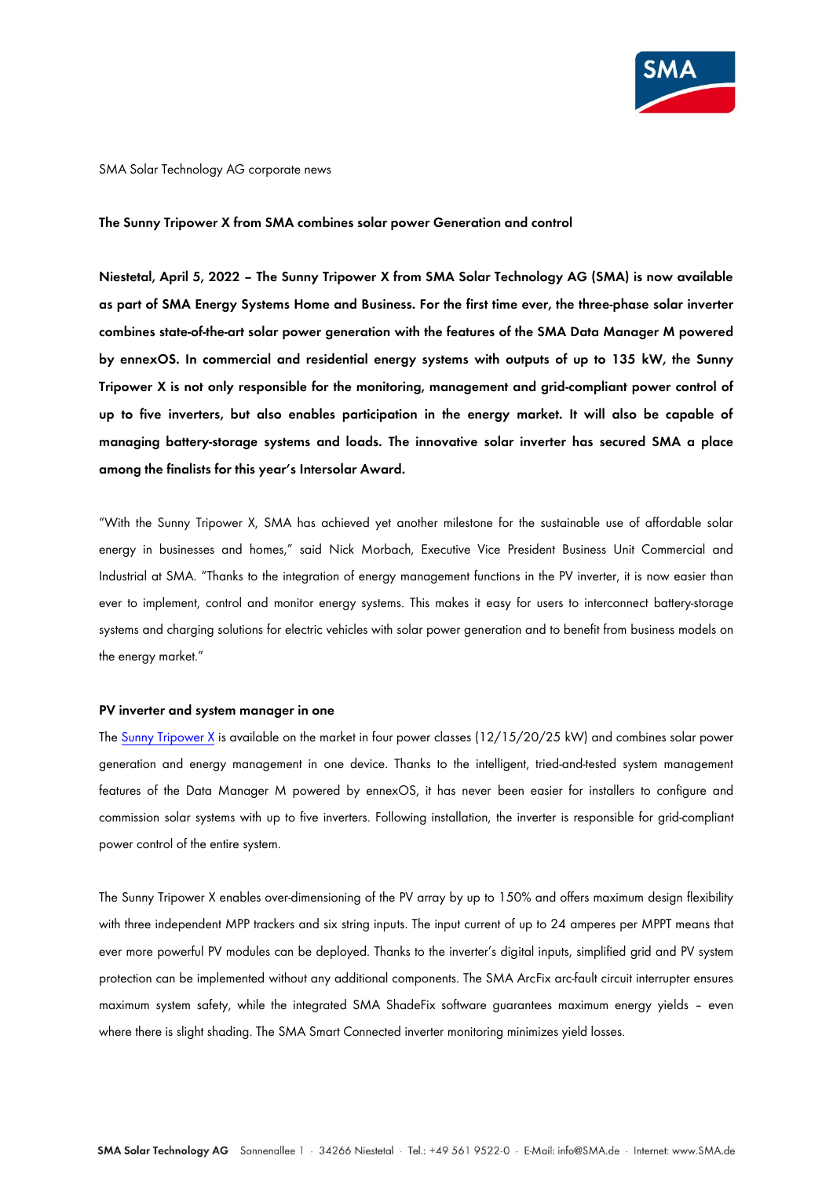SMA Solar Technology AG corporate news

**The Sunny Tripower X from SMA combines solar power Generation and control**

**Niestetal, April 5, 2022 – The Sunny Tripower X from SMA Solar Technology AG (SMA) is now available as part of SMA Energy Systems Home and Business. For the first time ever, the three-phase solar inverter combines state-of-the-art solar power generation with the features of the SMA Data Manager M powered by ennexOS. In commercial and residential energy systems with outputs of up to 135 kW, the Sunny Tripower X is not only responsible for the monitoring, management and grid-compliant power control of up to five inverters, but also enables participation in the energy market. It will also be capable of managing battery-storage systems and loads. The innovative solar inverter has secured SMA a place among the finalists for this year's Intersolar Award.**

"With the Sunny Tripower X, SMA has achieved yet another milestone for the sustainable use of affordable solar energy in businesses and homes," said Nick Morbach, Executive Vice President Business Unit Commercial and Industrial at SMA. "Thanks to the integration of energy management functions in the PV inverter, it is now easier than ever to implement, control and monitor energy systems. This makes it easy for users to interconnect battery-storage systems and charging solutions for electric vehicles with solar power generation and to benefit from business models on the energy market."

**PV inverter and system manager in one**

The Sunny Tripower X is available on the market in four power classes (12/15/20/25 kW) and combines solar power generation and energy management in one device. Thanks to the intelligent, tried-and-tested system management features of the Data Manager M powered by ennexOS, it has never been easier for installers to configure and commission solar systems with up to five inverters. Following installation, the inverter is responsible for grid-compliant power control of the entire system.

The Sunny Tripower X enables over-dimensioning of the PV array by up to 150% and offers maximum design flexibility with three independent MPP trackers and six string inputs. The input current of up to 24 amperes per MPPT means that ever more powerful PV modules can be deployed. Thanks to the inverter's digital inputs, simplified grid and PV system protection can be implemented without any additional components. The SMA ArcFix arc-fault circuit interrupter ensures maximum system safety, while the integrated SMA ShadeFix software guarantees maximum energy yields – even where there is slight shading. The SMA Smart Connected inverter monitoring minimizes yield losses.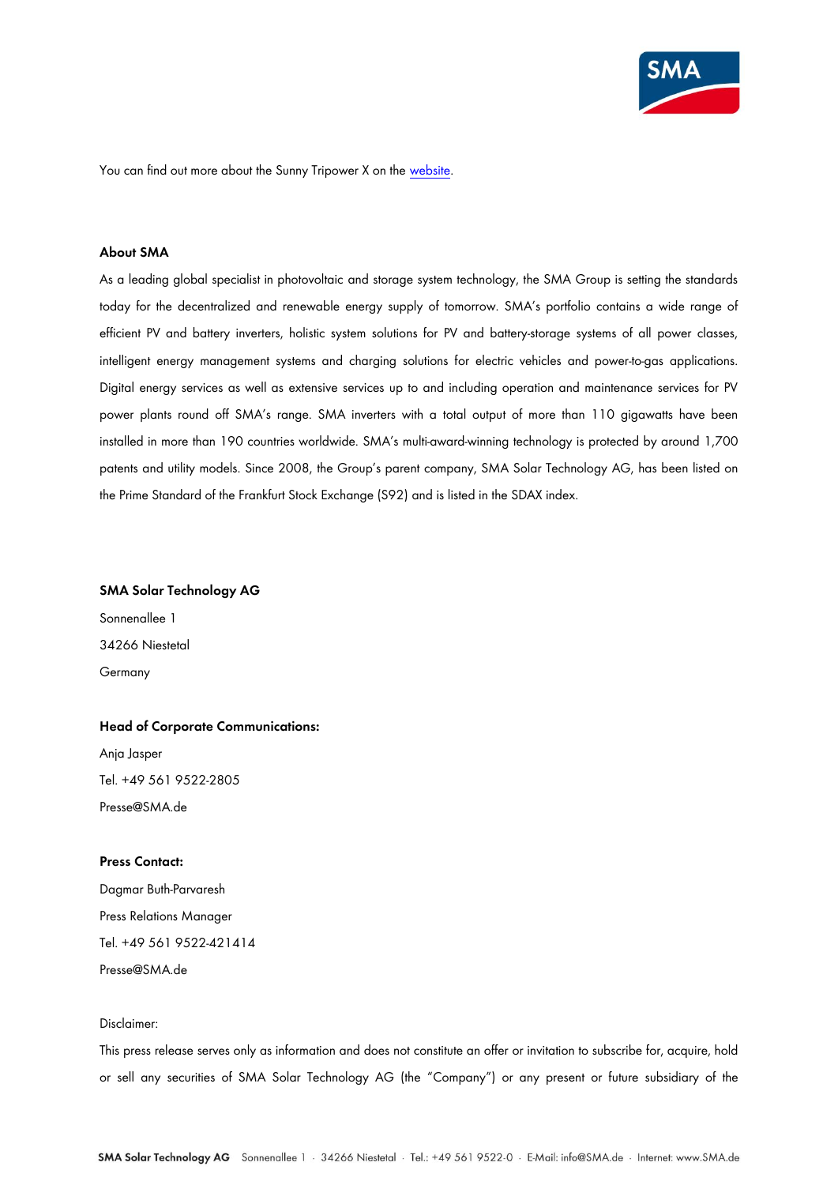You can find out more about the Sunny Tripower X on the website.

**About SMA**

As a leading global specialist in photovoltaic and storage system technology, the SMA Group is setting the standards today for the decentralized and renewable energy supply of tomorrow. SMA's portfolio contains a wide range of efficient PV and battery inverters, holistic system solutions for PV and battery-storage systems of all power classes, intelligent energy management systems and charging solutions for electric vehicles and power-to-gas applications. Digital energy services as well as extensive services up to and including operation and maintenance services for PV power plants round off SMA's range. SMA inverters with a total output of more than 110 gigawatts have been installed in more than 190 countries worldwide. SMA's multi-award-winning technology is protected by around 1,700 patents and utility models. Since 2008, the Group's parent company, SMA Solar Technology AG, has been listed on the Prime Standard of the Frankfurt Stock Exchange (S92) and is listed in the SDAX index.

**SMA Solar Technology AG**

Sonnenallee 1

34266 Niestetal

Germany

**Head of Corporate Communications:**

Anja Jasper

Tel. +49 561 9522-2805

Presse@SMA.de

**Press Contact:**

Dagmar Buth-Parvaresh

Press Relations Manager

Tel. +49 561 9522-421414

Presse@SMA.de

Disclaimer:

This press release serves only as information and does not constitute an offer or invitation to subscribe for, acquire, hold or sell any securities of SMA Solar Technology AG (the "Company") or any present or future subsidiary of the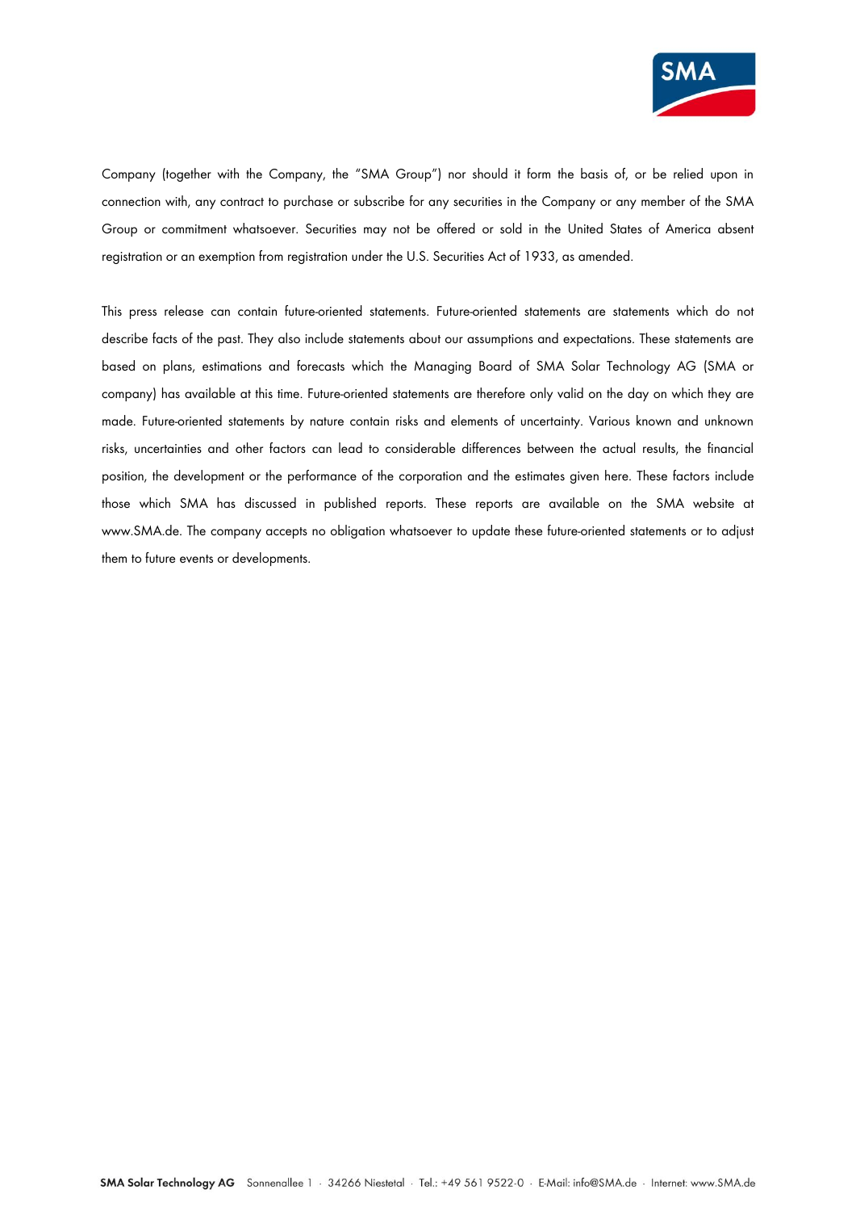Company (together with the Company, the "SMA Group") nor should it form the basis of, or be relied upon in connection with, any contract to purchase or subscribe for any securities in the Company or any member of the SMA Group or commitment whatsoever. Securities may not be offered or sold in the United States of America absent registration or an exemption from registration under the U.S. Securities Act of 1933, as amended.

This press release can contain future-oriented statements. Future-oriented statements are statements which do not describe facts of the past. They also include statements about our assumptions and expectations. These statements are based on plans, estimations and forecasts which the Managing Board of SMA Solar Technology AG (SMA or company) has available at this time. Future-oriented statements are therefore only valid on the day on which they are made. Future-oriented statements by nature contain risks and elements of uncertainty. Various known and unknown risks, uncertainties and other factors can lead to considerable differences between the actual results, the financial position, the development or the performance of the corporation and the estimates given here. These factors include those which SMA has discussed in published reports. These reports are available on the SMA website at www.SMA.de. The company accepts no obligation whatsoever to update these future-oriented statements or to adjust them to future events or developments.